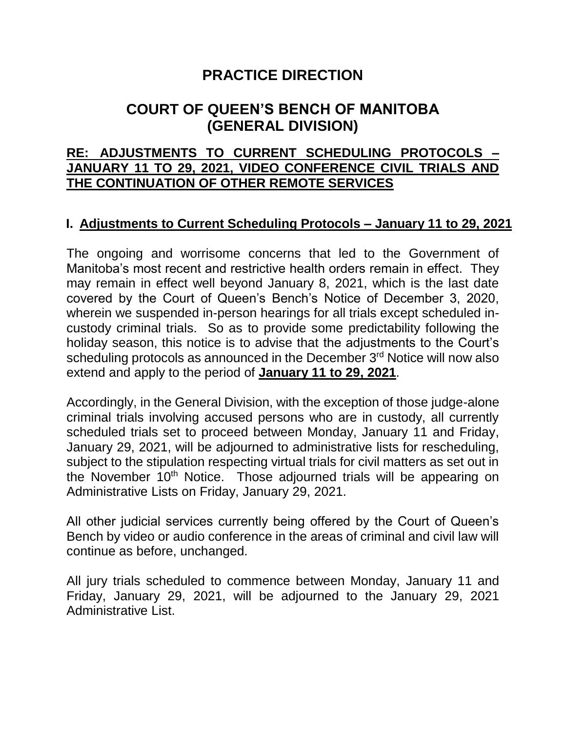# PRACTICE DIRECTION

# COURT OF QUEEN'S BENCH OF MANITOBA (GENERAL DIVISION)

## RE: ADJUSTMENTS TO CURRENT SCHEDULING PROTOCOLS – JANUARY 11 TO 29, 2021, VIDEO CONFERENCE CIVIL TRIALS AND THE CONTINUATION OF OTHER REMOTE SERVICES

### I. Adjustments to Current Scheduling Protocols – January 11 to 29, 2021

The ongoing and worrisome concerns that led to the Government of Manitoba's most recent and restrictive health orders remain in effect. They may remain in effect well beyond January 8, 2021, which is the last date covered by the Court of Queen's Bench's Notice of December 3, 2020, wherein we suspended in-person hearings for all trials except scheduled in-custody criminal trials. So as to provide some predictability following the holiday season, this notice is to advise that the adjustments to the Court's scheduling protocols as announced in the December 3rd Notice will now also extend and apply to the period of **January 11 to 29, 2021**.

Accordingly, in the General Division, with the exception of those judge-alone criminal trials involving accused persons who are in custody, all currently scheduled trials set to proceed between Monday, January 11 and Friday, January 29, 2021, will be adjourned to administrative lists for rescheduling, subject to the stipulation respecting virtual trials for civil matters as set out in the November 10th Notice. Those adjourned trials will be appearing on Administrative Lists on Friday, January 29, 2021.

All other judicial services currently being offered by the Court of Queen's Bench by video or audio conference in the areas of criminal and civil law will continue as before, unchanged.

All jury trials scheduled to commence between Monday, January 11 and Friday, January 29, 2021, will be adjourned to the January 29, 2021 Administrative List.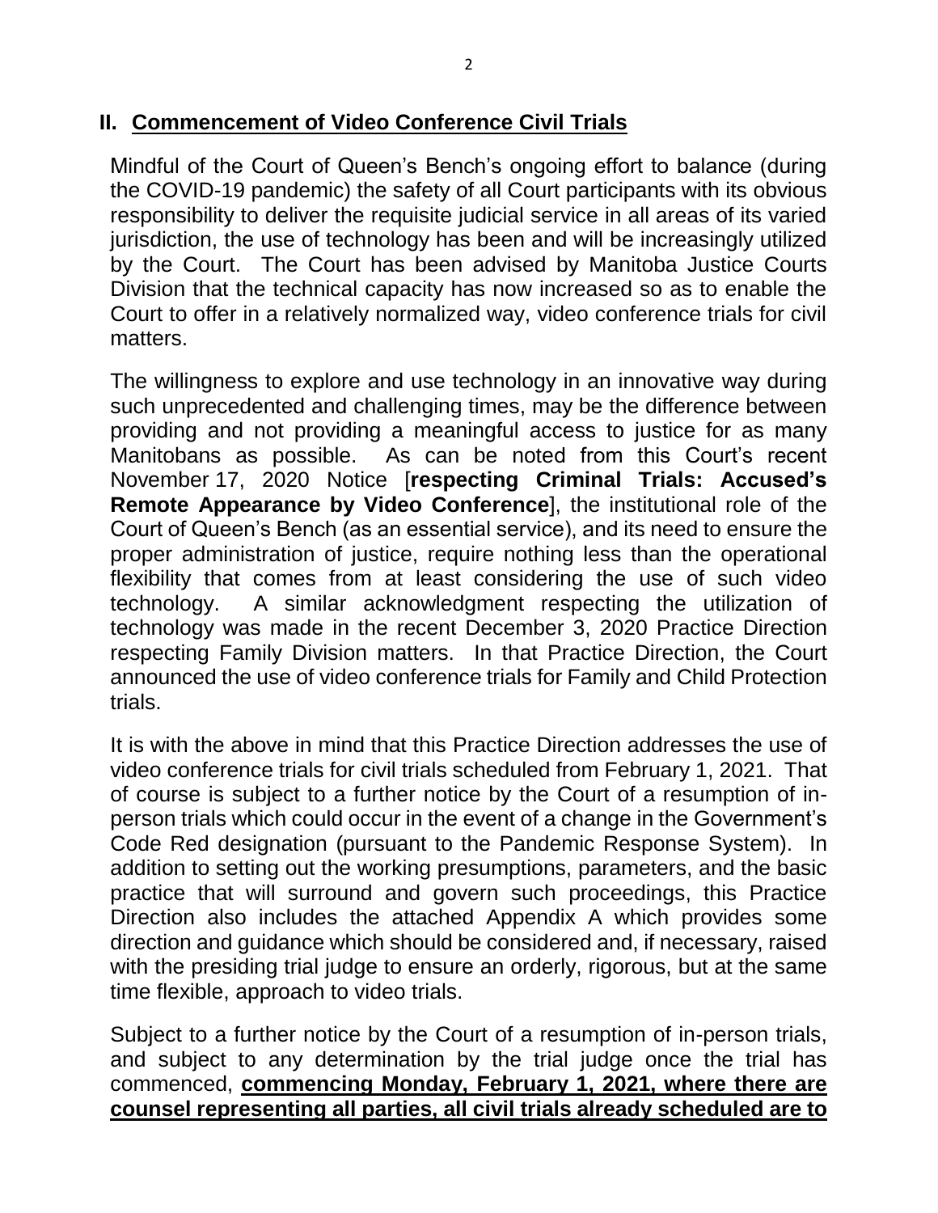## II. Commencement of Video Conference Civil Trials

Mindful of the Court of Queen's Bench's ongoing effort to balance (during the COVID-19 pandemic) the safety of all Court participants with its obvious responsibility to deliver the requisite judicial service in all areas of its varied jurisdiction, the use of technology has been and will be increasingly utilized by the Court. The Court has been advised by Manitoba Justice Courts Division that the technical capacity has now increased so as to enable the Court to offer in a relatively normalized way, video conference trials for civil matters.

The willingness to explore and use technology in an innovative way during such unprecedented and challenging times, may be the difference between providing and not providing a meaningful access to justice for as many Manitobans as possible. As can be noted from this Court's recent November 17, 2020 Notice [**respecting Criminal Trials: Accused's Remote Appearance by Video Conference**], the institutional role of the Court of Queen's Bench (as an essential service), and its need to ensure the proper administration of justice, require nothing less than the operational flexibility that comes from at least considering the use of such video technology. A similar acknowledgment respecting the utilization of technology was made in the recent December 3, 2020 Practice Direction respecting Family Division matters. In that Practice Direction, the Court announced the use of video conference trials for Family and Child Protection trials.

It is with the above in mind that this Practice Direction addresses the use of video conference trials for civil trials scheduled from February 1, 2021. That of course is subject to a further notice by the Court of a resumption of in-person trials which could occur in the event of a change in the Government's Code Red designation (pursuant to the Pandemic Response System). In addition to setting out the working presumptions, parameters, and the basic practice that will surround and govern such proceedings, this Practice Direction also includes the attached Appendix A which provides some direction and guidance which should be considered and, if necessary, raised with the presiding trial judge to ensure an orderly, rigorous, but at the same time flexible, approach to video trials.

Subject to a further notice by the Court of a resumption of in-person trials, and subject to any determination by the trial judge once the trial has commenced, **commencing Monday, February 1, 2021, where there are counsel representing all parties, all civil trials already scheduled are to**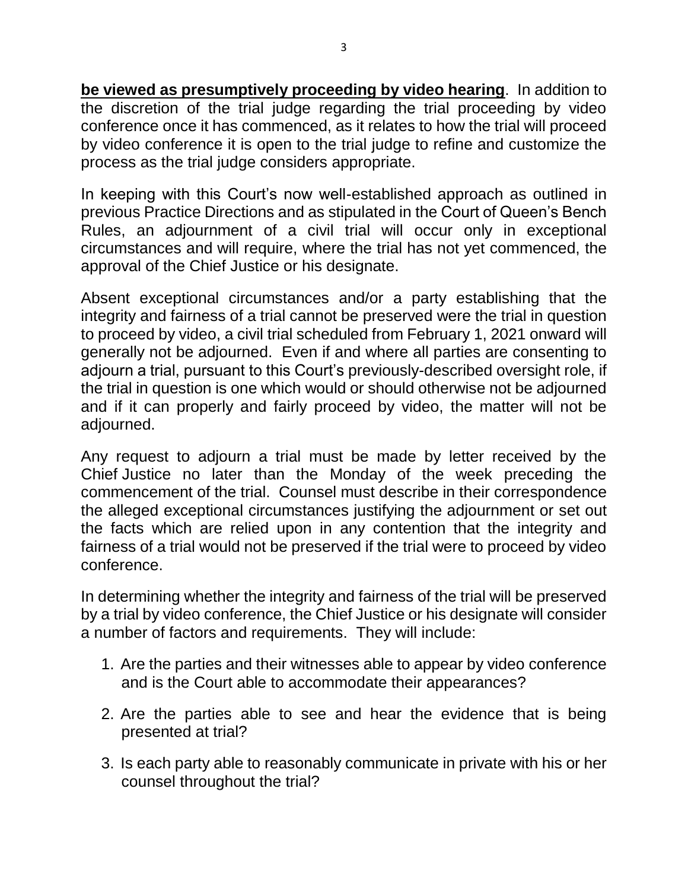**be viewed as presumptively proceeding by video hearing**. In addition to the discretion of the trial judge regarding the trial proceeding by video conference once it has commenced, as it relates to how the trial will proceed by video conference it is open to the trial judge to refine and customize the process as the trial judge considers appropriate.

In keeping with this Court's now well-established approach as outlined in previous Practice Directions and as stipulated in the Court of Queen's Bench Rules, an adjournment of a civil trial will occur only in exceptional circumstances and will require, where the trial has not yet commenced, the approval of the Chief Justice or his designate.

Absent exceptional circumstances and/or a party establishing that the integrity and fairness of a trial cannot be preserved were the trial in question to proceed by video, a civil trial scheduled from February 1, 2021 onward will generally not be adjourned. Even if and where all parties are consenting to adjourn a trial, pursuant to this Court's previously-described oversight role, if the trial in question is one which would or should otherwise not be adjourned and if it can properly and fairly proceed by video, the matter will not be adjourned.

Any request to adjourn a trial must be made by letter received by the Chief Justice no later than the Monday of the week preceding the commencement of the trial. Counsel must describe in their correspondence the alleged exceptional circumstances justifying the adjournment or set out the facts which are relied upon in any contention that the integrity and fairness of a trial would not be preserved if the trial were to proceed by video conference.

In determining whether the integrity and fairness of the trial will be preserved by a trial by video conference, the Chief Justice or his designate will consider a number of factors and requirements. They will include:

1. Are the parties and their witnesses able to appear by video conference and is the Court able to accommodate their appearances?
2. Are the parties able to see and hear the evidence that is being presented at trial?
3. Is each party able to reasonably communicate in private with his or her counsel throughout the trial?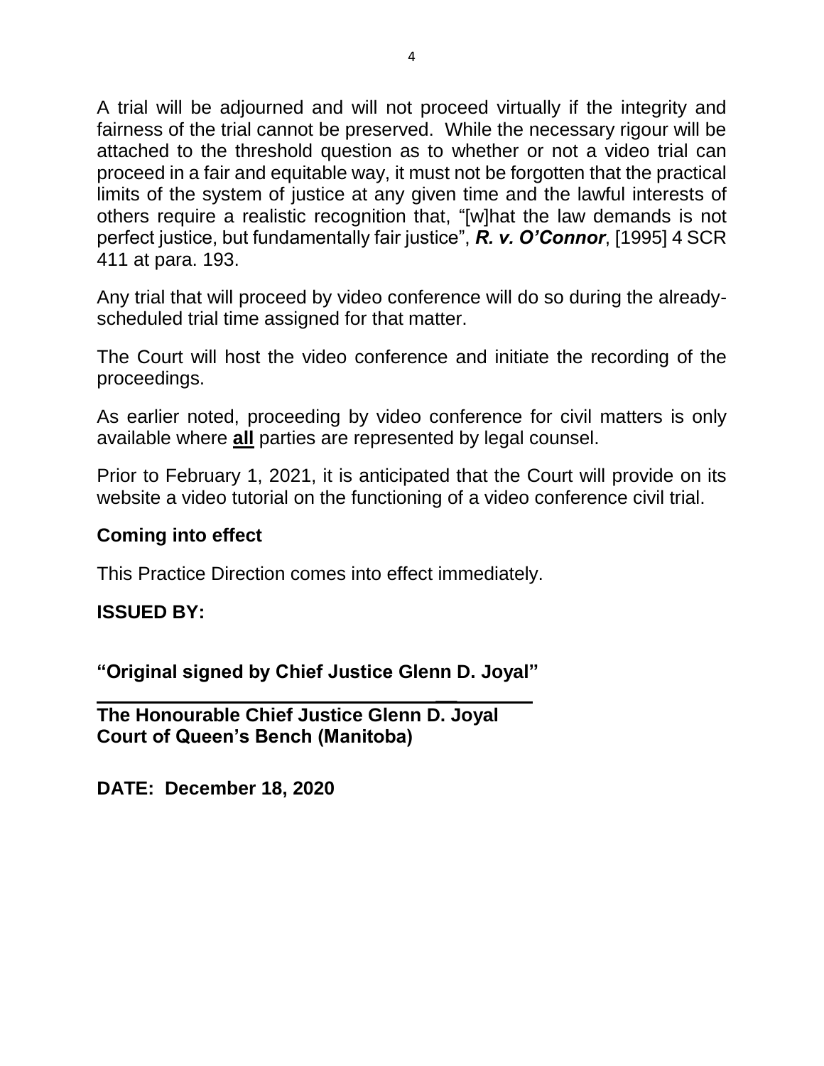A trial will be adjourned and will not proceed virtually if the integrity and fairness of the trial cannot be preserved. While the necessary rigour will be attached to the threshold question as to whether or not a video trial can proceed in a fair and equitable way, it must not be forgotten that the practical limits of the system of justice at any given time and the lawful interests of others require a realistic recognition that, "[w]hat the law demands is not perfect justice, but fundamentally fair justice", ***R. v. O'Connor***, [1995] 4 SCR 411 at para. 193.

Any trial that will proceed by video conference will do so during the already-scheduled trial time assigned for that matter.

The Court will host the video conference and initiate the recording of the proceedings.

As earlier noted, proceeding by video conference for civil matters is only available where **all** parties are represented by legal counsel.

Prior to February 1, 2021, it is anticipated that the Court will provide on its website a video tutorial on the functioning of a video conference civil trial.

## Coming into effect

This Practice Direction comes into effect immediately.

**ISSUED BY:**

**"Original signed by Chief Justice Glenn D. Joyal"**

**The Honourable Chief Justice Glenn D. Joyal**
**Court of Queen's Bench (Manitoba)**

**DATE: December 18, 2020**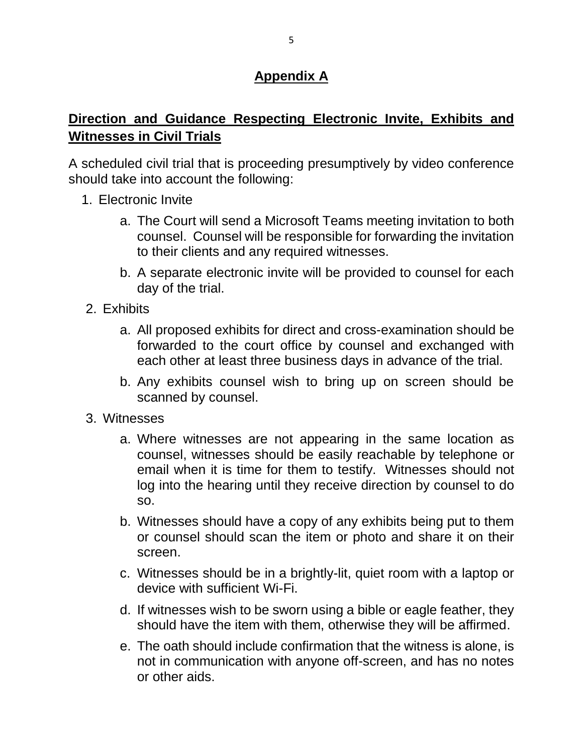## Appendix A

**Direction and Guidance Respecting Electronic Invite, Exhibits and Witnesses in Civil Trials**

A scheduled civil trial that is proceeding presumptively by video conference should take into account the following:

1. Electronic Invite
    a. The Court will send a Microsoft Teams meeting invitation to both counsel. Counsel will be responsible for forwarding the invitation to their clients and any required witnesses.
    b. A separate electronic invite will be provided to counsel for each day of the trial.
2. Exhibits
    a. All proposed exhibits for direct and cross-examination should be forwarded to the court office by counsel and exchanged with each other at least three business days in advance of the trial.
    b. Any exhibits counsel wish to bring up on screen should be scanned by counsel.
3. Witnesses
    a. Where witnesses are not appearing in the same location as counsel, witnesses should be easily reachable by telephone or email when it is time for them to testify. Witnesses should not log into the hearing until they receive direction by counsel to do so.
    b. Witnesses should have a copy of any exhibits being put to them or counsel should scan the item or photo and share it on their screen.
    c. Witnesses should be in a brightly-lit, quiet room with a laptop or device with sufficient Wi-Fi.
    d. If witnesses wish to be sworn using a bible or eagle feather, they should have the item with them, otherwise they will be affirmed.
    e. The oath should include confirmation that the witness is alone, is not in communication with anyone off-screen, and has no notes or other aids.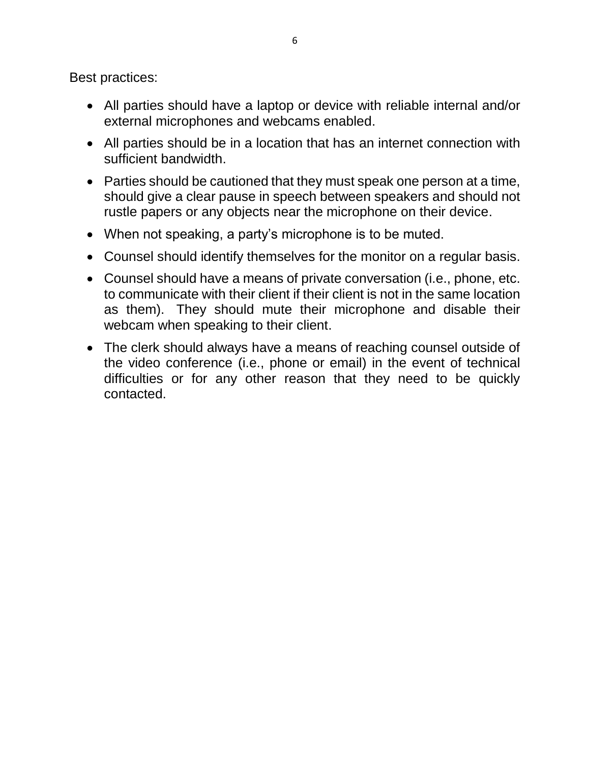Best practices:

- All parties should have a laptop or device with reliable internal and/or external microphones and webcams enabled.
- All parties should be in a location that has an internet connection with sufficient bandwidth.
- Parties should be cautioned that they must speak one person at a time, should give a clear pause in speech between speakers and should not rustle papers or any objects near the microphone on their device.
- When not speaking, a party's microphone is to be muted.
- Counsel should identify themselves for the monitor on a regular basis.
- Counsel should have a means of private conversation (i.e., phone, etc. to communicate with their client if their client is not in the same location as them). They should mute their microphone and disable their webcam when speaking to their client.
- The clerk should always have a means of reaching counsel outside of the video conference (i.e., phone or email) in the event of technical difficulties or for any other reason that they need to be quickly contacted.